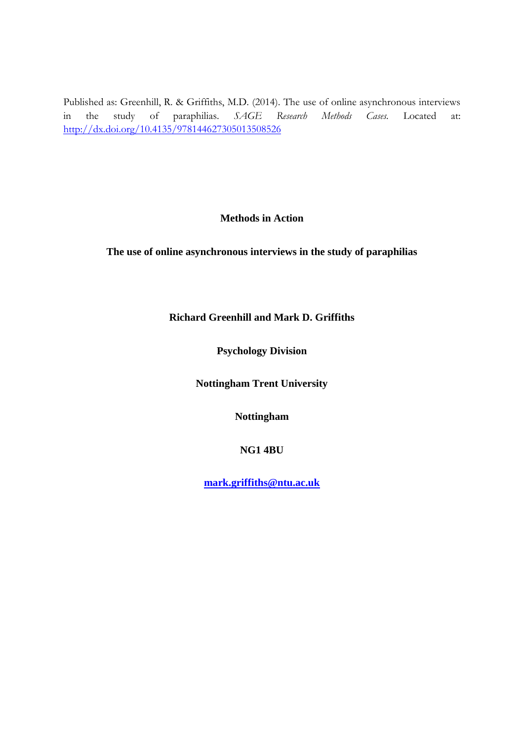Published as: Greenhill, R. & Griffiths, M.D. (2014). The use of online asynchronous interviews in the study of paraphilias. *SAGE Research Methods Cases.* Located at: http://dx.doi.org/10.4135/978144627305013508526

**Methods in Action**

# The use of online asynchronous interviews in the study of paraphilias

**Richard Greenhill and Mark D. Griffiths**

**Psychology Division**

**Nottingham Trent University**

**Nottingham**

**NG1 4BU**

**mark.griffiths@ntu.ac.uk**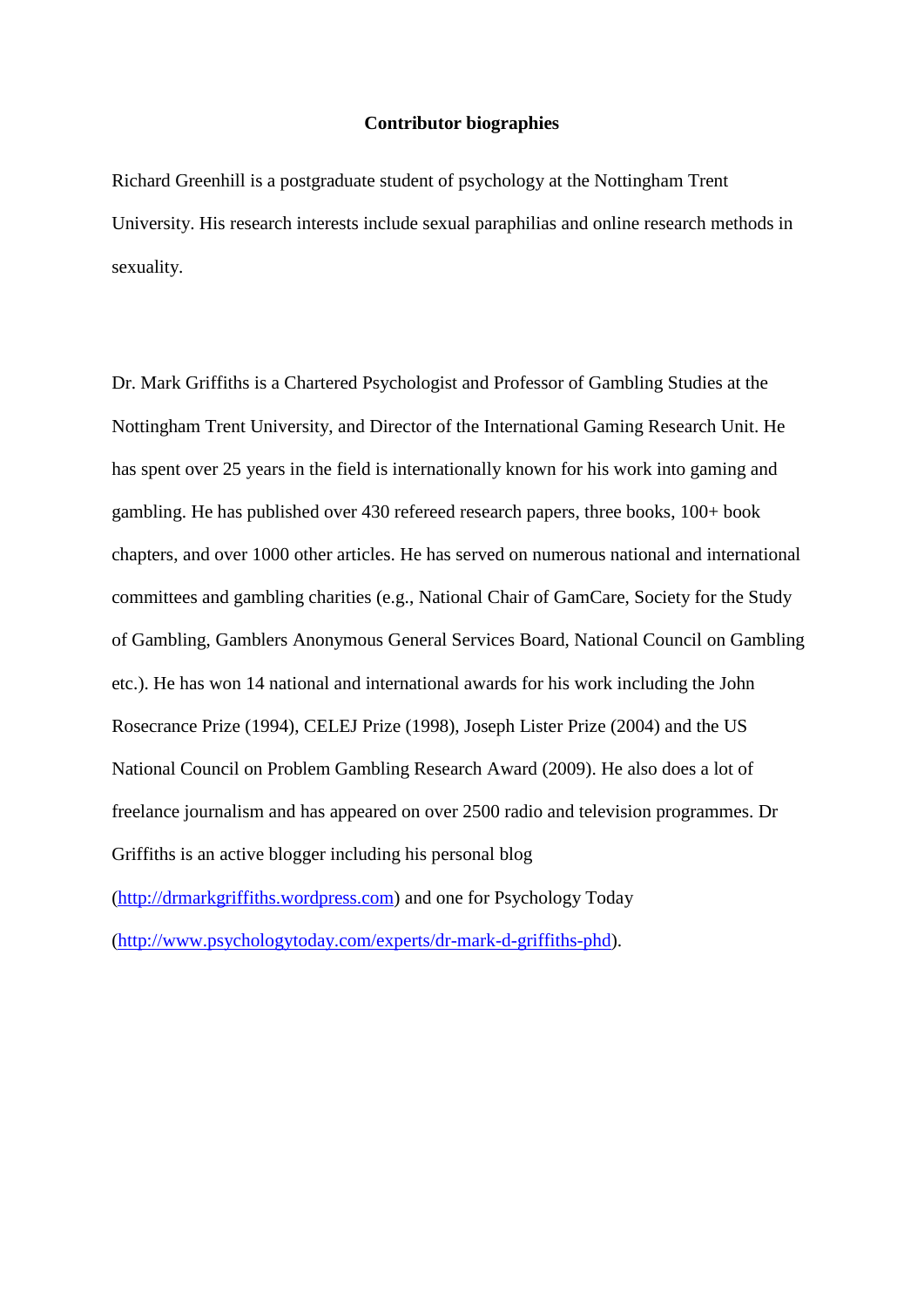**Contributor biographies**

Richard Greenhill is a postgraduate student of psychology at the Nottingham Trent University. His research interests include sexual paraphilias and online research methods in sexuality.

Dr. Mark Griffiths is a Chartered Psychologist and Professor of Gambling Studies at the Nottingham Trent University, and Director of the International Gaming Research Unit. He has spent over 25 years in the field is internationally known for his work into gaming and gambling. He has published over 430 refereed research papers, three books, 100+ book chapters, and over 1000 other articles. He has served on numerous national and international committees and gambling charities (e.g., National Chair of GamCare, Society for the Study of Gambling, Gamblers Anonymous General Services Board, National Council on Gambling etc.). He has won 14 national and international awards for his work including the John Rosecrance Prize (1994), CELEJ Prize (1998), Joseph Lister Prize (2004) and the US National Council on Problem Gambling Research Award (2009). He also does a lot of freelance journalism and has appeared on over 2500 radio and television programmes. Dr Griffiths is an active blogger including his personal blog (http://drmarkgriffiths.wordpress.com) and one for Psychology Today (http://www.psychologytoday.com/experts/dr-mark-d-griffiths-phd).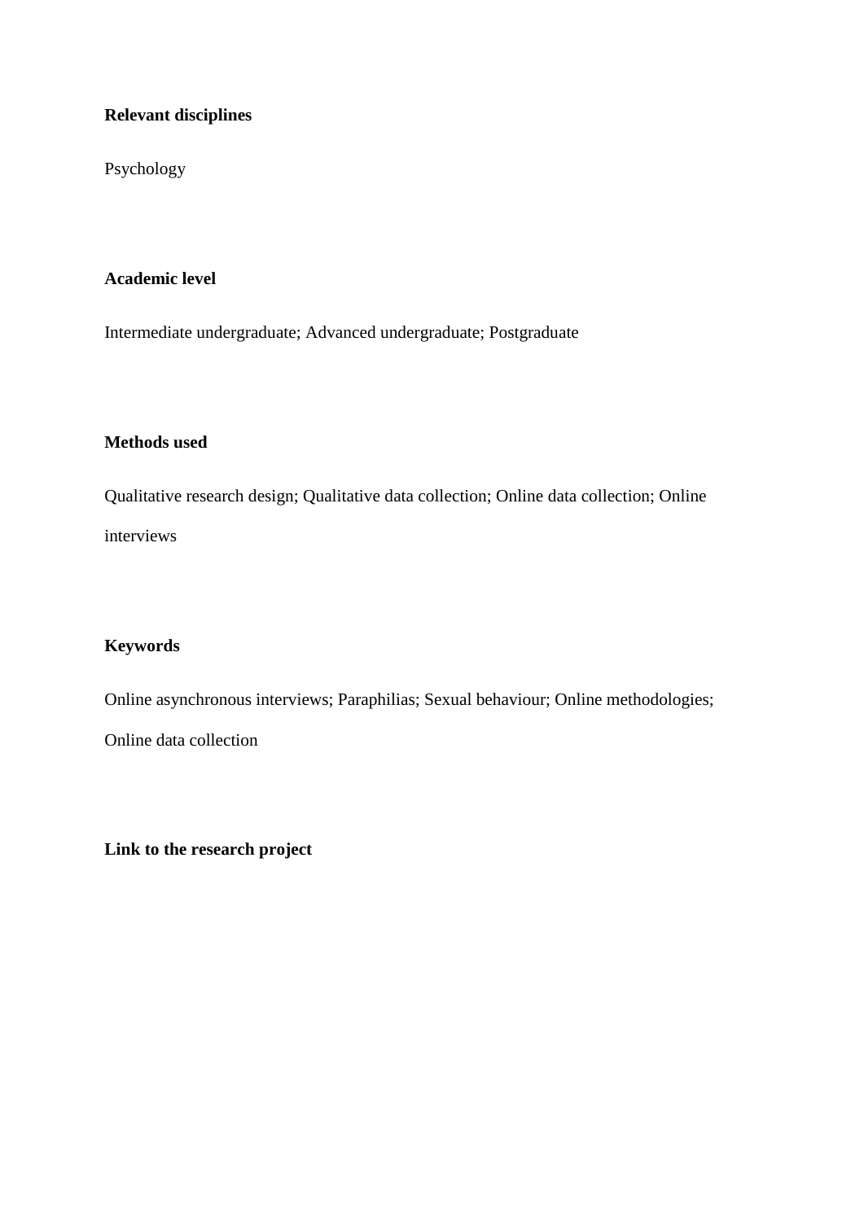**Relevant disciplines**

Psychology

**Academic level**

Intermediate undergraduate; Advanced undergraduate; Postgraduate

**Methods used**

Qualitative research design; Qualitative data collection; Online data collection; Online interviews

**Keywords**

Online asynchronous interviews; Paraphilias; Sexual behaviour; Online methodologies; Online data collection

**Link to the research project**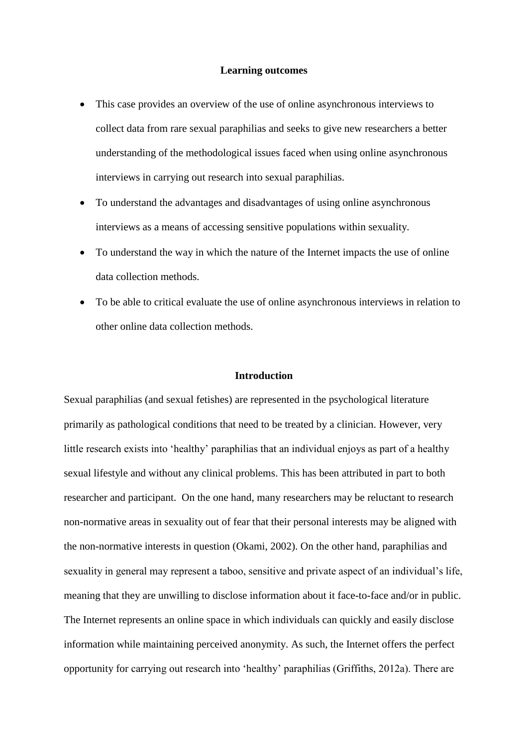## Learning outcomes

- This case provides an overview of the use of online asynchronous interviews to collect data from rare sexual paraphilias and seeks to give new researchers a better understanding of the methodological issues faced when using online asynchronous interviews in carrying out research into sexual paraphilias.
- To understand the advantages and disadvantages of using online asynchronous interviews as a means of accessing sensitive populations within sexuality.
- To understand the way in which the nature of the Internet impacts the use of online data collection methods.
- To be able to critical evaluate the use of online asynchronous interviews in relation to other online data collection methods.

## Introduction

Sexual paraphilias (and sexual fetishes) are represented in the psychological literature primarily as pathological conditions that need to be treated by a clinician. However, very little research exists into 'healthy' paraphilias that an individual enjoys as part of a healthy sexual lifestyle and without any clinical problems. This has been attributed in part to both researcher and participant. On the one hand, many researchers may be reluctant to research non-normative areas in sexuality out of fear that their personal interests may be aligned with the non-normative interests in question (Okami, 2002). On the other hand, paraphilias and sexuality in general may represent a taboo, sensitive and private aspect of an individual's life, meaning that they are unwilling to disclose information about it face-to-face and/or in public. The Internet represents an online space in which individuals can quickly and easily disclose information while maintaining perceived anonymity. As such, the Internet offers the perfect opportunity for carrying out research into 'healthy' paraphilias (Griffiths, 2012a). There are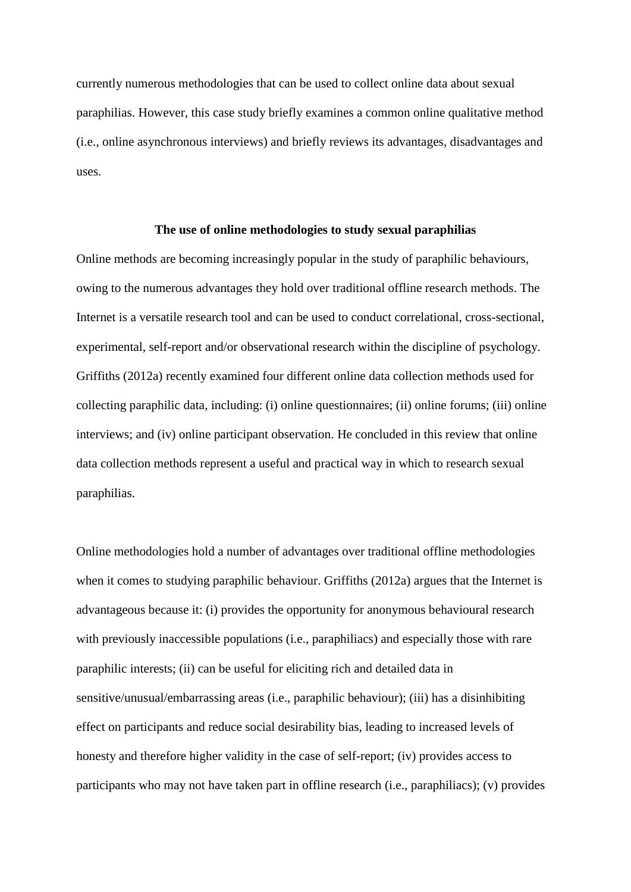currently numerous methodologies that can be used to collect online data about sexual paraphilias. However, this case study briefly examines a common online qualitative method (i.e., online asynchronous interviews) and briefly reviews its advantages, disadvantages and uses.

## The use of online methodologies to study sexual paraphilias

Online methods are becoming increasingly popular in the study of paraphilic behaviours, owing to the numerous advantages they hold over traditional offline research methods. The Internet is a versatile research tool and can be used to conduct correlational, cross-sectional, experimental, self-report and/or observational research within the discipline of psychology. Griffiths (2012a) recently examined four different online data collection methods used for collecting paraphilic data, including: (i) online questionnaires; (ii) online forums; (iii) online interviews; and (iv) online participant observation. He concluded in this review that online data collection methods represent a useful and practical way in which to research sexual paraphilias.

Online methodologies hold a number of advantages over traditional offline methodologies when it comes to studying paraphilic behaviour. Griffiths (2012a) argues that the Internet is advantageous because it: (i) provides the opportunity for anonymous behavioural research with previously inaccessible populations (i.e., paraphiliacs) and especially those with rare paraphilic interests; (ii) can be useful for eliciting rich and detailed data in sensitive/unusual/embarrassing areas (i.e., paraphilic behaviour); (iii) has a disinhibiting effect on participants and reduce social desirability bias, leading to increased levels of honesty and therefore higher validity in the case of self-report; (iv) provides access to participants who may not have taken part in offline research (i.e., paraphiliacs); (v) provides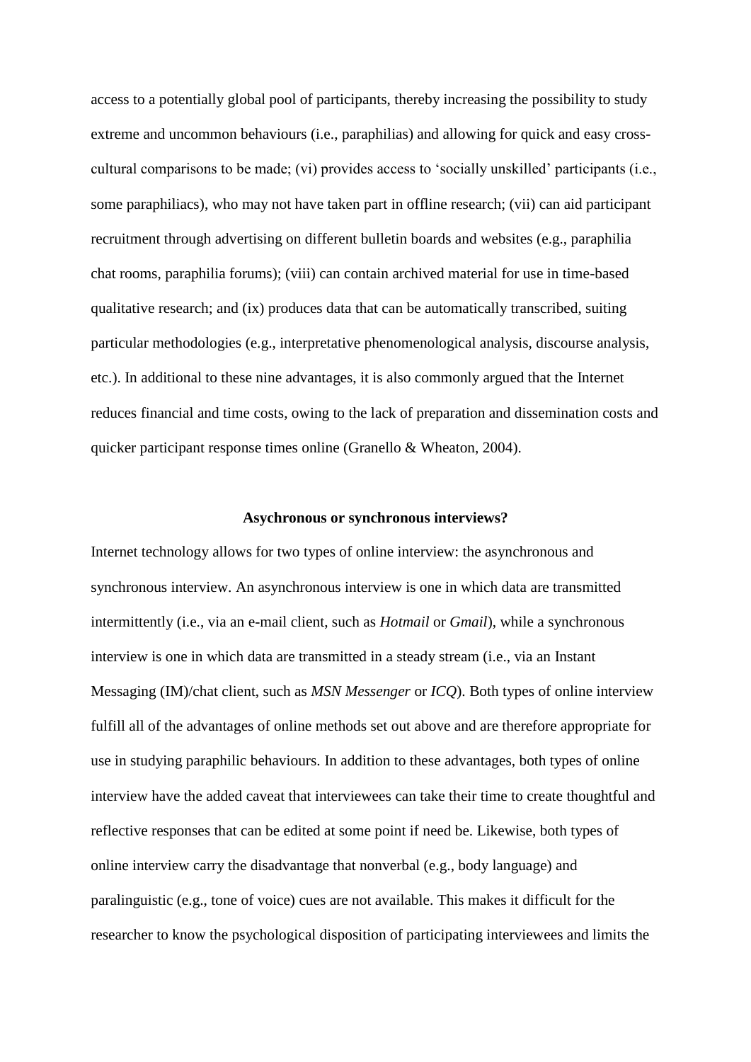access to a potentially global pool of participants, thereby increasing the possibility to study extreme and uncommon behaviours (i.e., paraphilias) and allowing for quick and easy cross-cultural comparisons to be made; (vi) provides access to 'socially unskilled' participants (i.e., some paraphiliacs), who may not have taken part in offline research; (vii) can aid participant recruitment through advertising on different bulletin boards and websites (e.g., paraphilia chat rooms, paraphilia forums); (viii) can contain archived material for use in time-based qualitative research; and (ix) produces data that can be automatically transcribed, suiting particular methodologies (e.g., interpretative phenomenological analysis, discourse analysis, etc.). In additional to these nine advantages, it is also commonly argued that the Internet reduces financial and time costs, owing to the lack of preparation and dissemination costs and quicker participant response times online (Granello & Wheaton, 2004).

## Asychronous or synchronous interviews?

Internet technology allows for two types of online interview: the asynchronous and synchronous interview. An asynchronous interview is one in which data are transmitted intermittently (i.e., via an e-mail client, such as *Hotmail* or *Gmail*), while a synchronous interview is one in which data are transmitted in a steady stream (i.e., via an Instant Messaging (IM)/chat client, such as *MSN Messenger* or *ICQ*). Both types of online interview fulfill all of the advantages of online methods set out above and are therefore appropriate for use in studying paraphilic behaviours. In addition to these advantages, both types of online interview have the added caveat that interviewees can take their time to create thoughtful and reflective responses that can be edited at some point if need be. Likewise, both types of online interview carry the disadvantage that nonverbal (e.g., body language) and paralinguistic (e.g., tone of voice) cues are not available. This makes it difficult for the researcher to know the psychological disposition of participating interviewees and limits the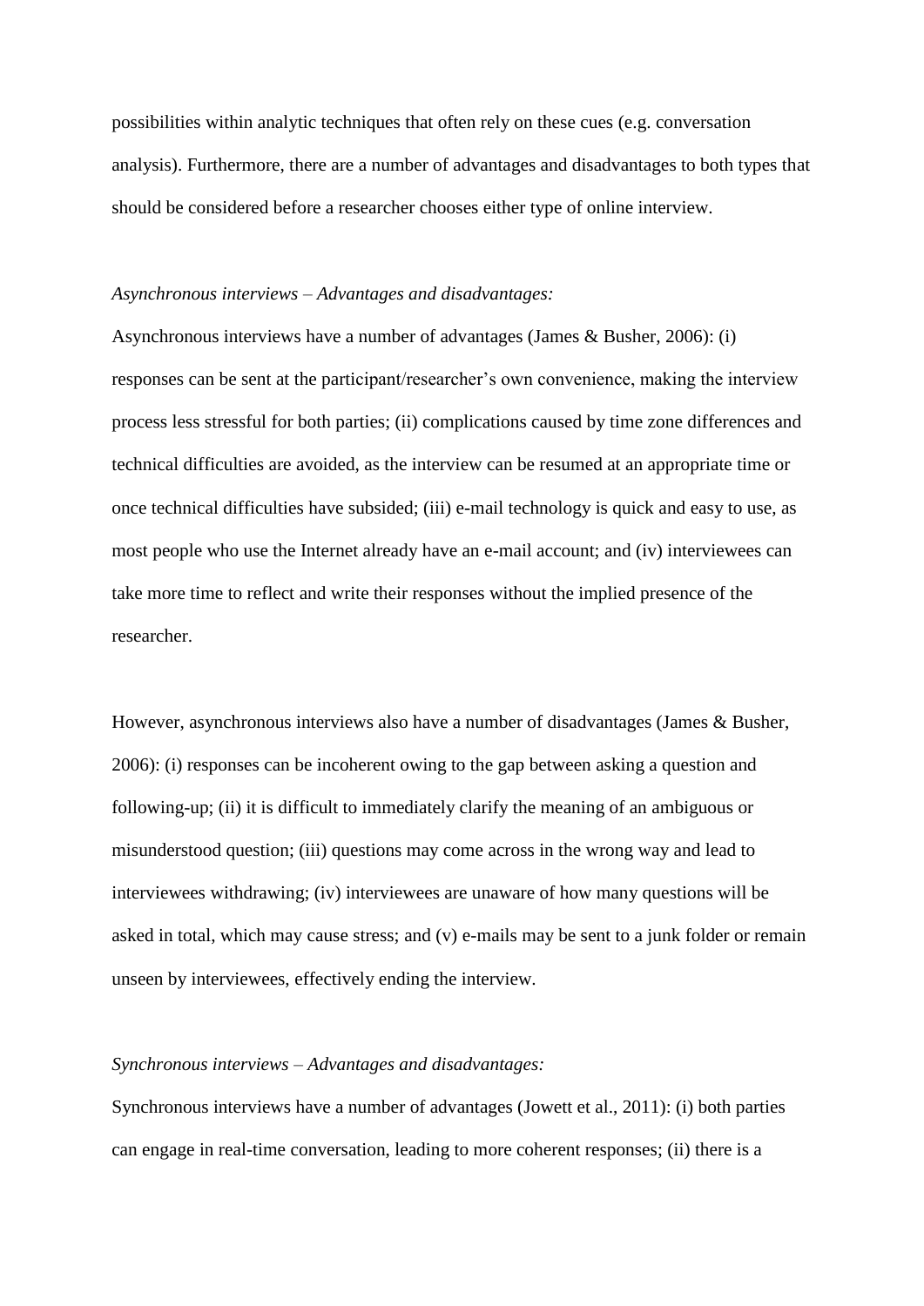possibilities within analytic techniques that often rely on these cues (e.g. conversation analysis). Furthermore, there are a number of advantages and disadvantages to both types that should be considered before a researcher chooses either type of online interview.

*Asynchronous interviews – Advantages and disadvantages:*

Asynchronous interviews have a number of advantages (James & Busher, 2006): (i) responses can be sent at the participant/researcher's own convenience, making the interview process less stressful for both parties; (ii) complications caused by time zone differences and technical difficulties are avoided, as the interview can be resumed at an appropriate time or once technical difficulties have subsided; (iii) e-mail technology is quick and easy to use, as most people who use the Internet already have an e-mail account; and (iv) interviewees can take more time to reflect and write their responses without the implied presence of the researcher.

However, asynchronous interviews also have a number of disadvantages (James & Busher, 2006): (i) responses can be incoherent owing to the gap between asking a question and following-up; (ii) it is difficult to immediately clarify the meaning of an ambiguous or misunderstood question; (iii) questions may come across in the wrong way and lead to interviewees withdrawing; (iv) interviewees are unaware of how many questions will be asked in total, which may cause stress; and (v) e-mails may be sent to a junk folder or remain unseen by interviewees, effectively ending the interview.

*Synchronous interviews – Advantages and disadvantages:*

Synchronous interviews have a number of advantages (Jowett et al., 2011): (i) both parties can engage in real-time conversation, leading to more coherent responses; (ii) there is a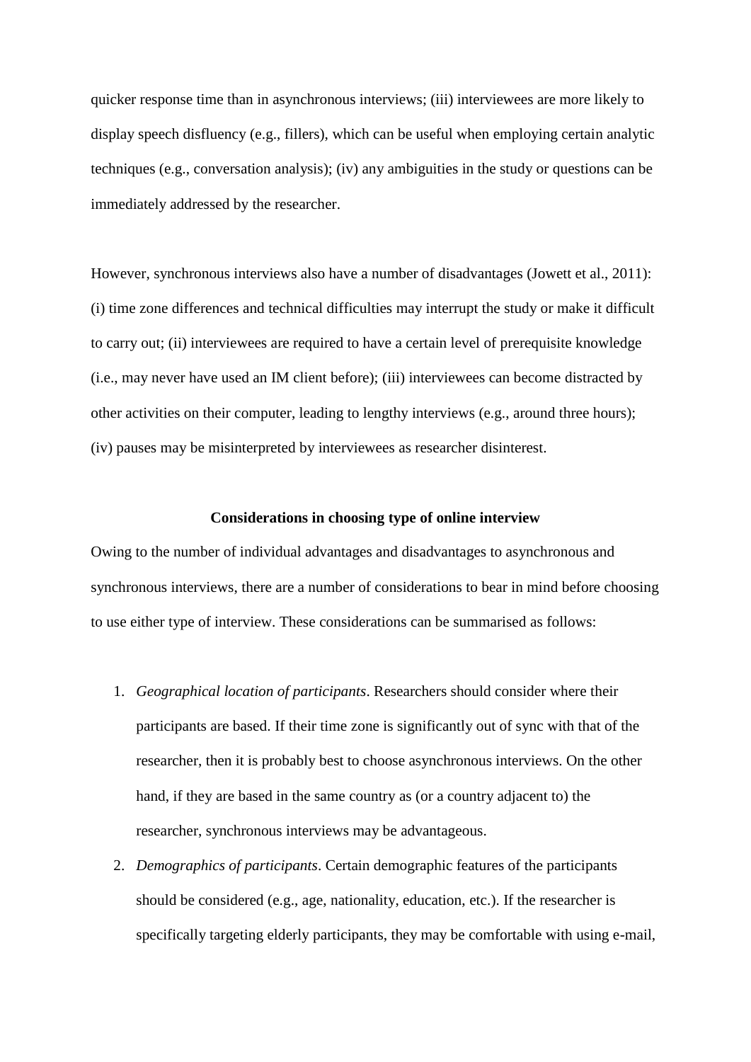quicker response time than in asynchronous interviews; (iii) interviewees are more likely to display speech disfluency (e.g., fillers), which can be useful when employing certain analytic techniques (e.g., conversation analysis); (iv) any ambiguities in the study or questions can be immediately addressed by the researcher.

However, synchronous interviews also have a number of disadvantages (Jowett et al., 2011): (i) time zone differences and technical difficulties may interrupt the study or make it difficult to carry out; (ii) interviewees are required to have a certain level of prerequisite knowledge (i.e., may never have used an IM client before); (iii) interviewees can become distracted by other activities on their computer, leading to lengthy interviews (e.g., around three hours); (iv) pauses may be misinterpreted by interviewees as researcher disinterest.

## Considerations in choosing type of online interview

Owing to the number of individual advantages and disadvantages to asynchronous and synchronous interviews, there are a number of considerations to bear in mind before choosing to use either type of interview. These considerations can be summarised as follows:

1. *Geographical location of participants*. Researchers should consider where their participants are based. If their time zone is significantly out of sync with that of the researcher, then it is probably best to choose asynchronous interviews. On the other hand, if they are based in the same country as (or a country adjacent to) the researcher, synchronous interviews may be advantageous.
2. *Demographics of participants*. Certain demographic features of the participants should be considered (e.g., age, nationality, education, etc.). If the researcher is specifically targeting elderly participants, they may be comfortable with using e-mail,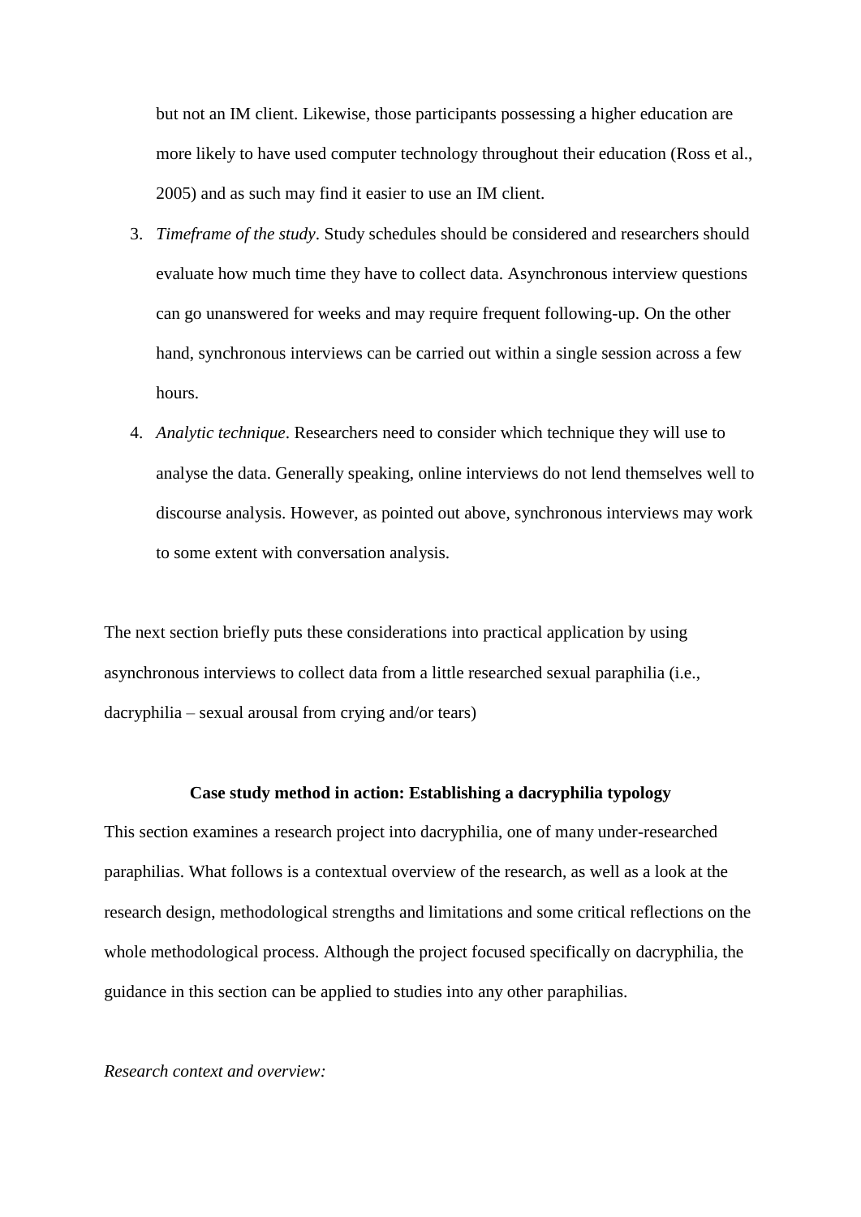but not an IM client. Likewise, those participants possessing a higher education are more likely to have used computer technology throughout their education (Ross et al., 2005) and as such may find it easier to use an IM client.

3. *Timeframe of the study*. Study schedules should be considered and researchers should evaluate how much time they have to collect data. Asynchronous interview questions can go unanswered for weeks and may require frequent following-up. On the other hand, synchronous interviews can be carried out within a single session across a few hours.
4. *Analytic technique*. Researchers need to consider which technique they will use to analyse the data. Generally speaking, online interviews do not lend themselves well to discourse analysis. However, as pointed out above, synchronous interviews may work to some extent with conversation analysis.

The next section briefly puts these considerations into practical application by using asynchronous interviews to collect data from a little researched sexual paraphilia (i.e., dacryphilia – sexual arousal from crying and/or tears)

## Case study method in action: Establishing a dacryphilia typology

This section examines a research project into dacryphilia, one of many under-researched paraphilias. What follows is a contextual overview of the research, as well as a look at the research design, methodological strengths and limitations and some critical reflections on the whole methodological process. Although the project focused specifically on dacryphilia, the guidance in this section can be applied to studies into any other paraphilias.

*Research context and overview:*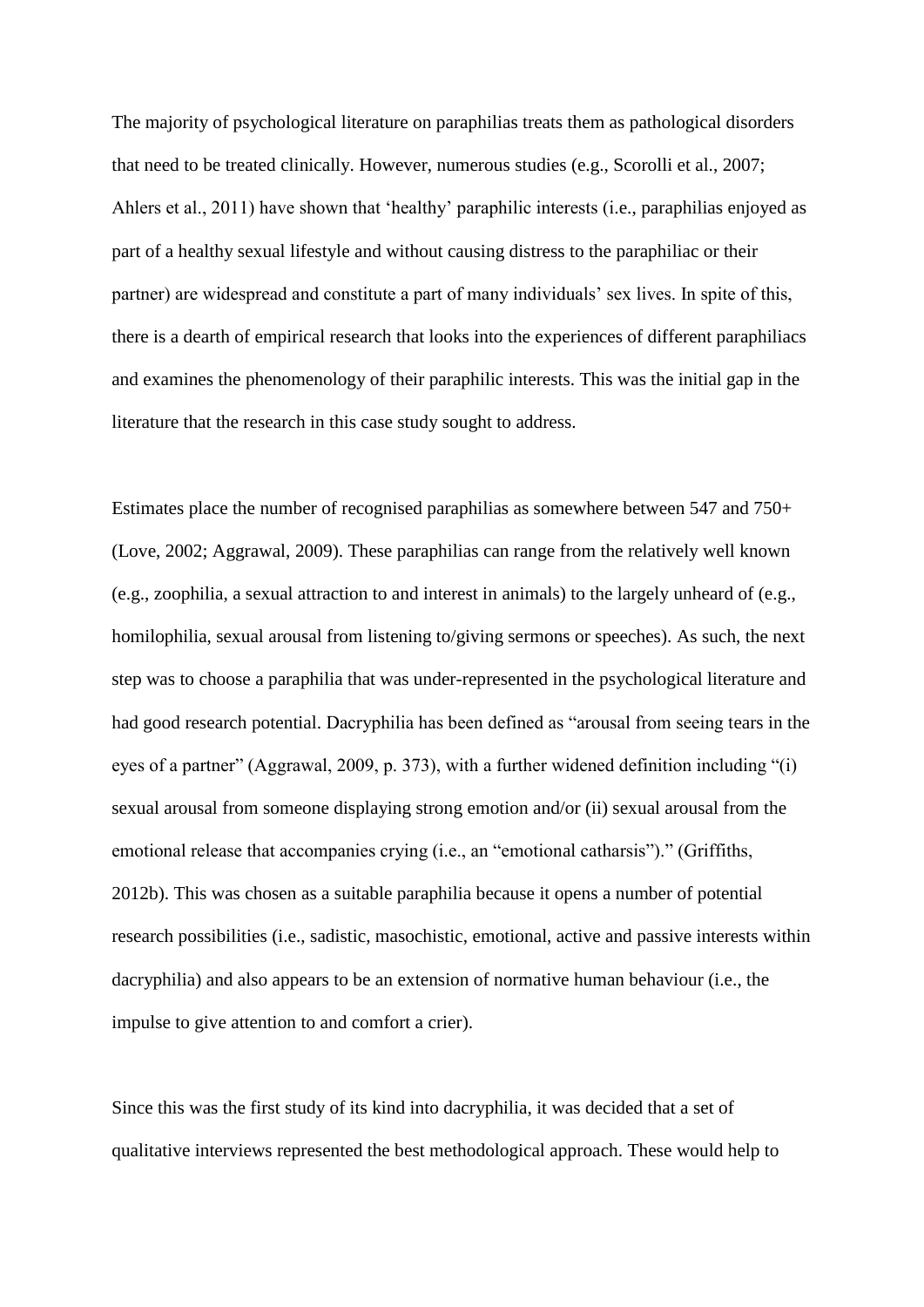The majority of psychological literature on paraphilias treats them as pathological disorders that need to be treated clinically. However, numerous studies (e.g., Scorolli et al., 2007; Ahlers et al., 2011) have shown that 'healthy' paraphilic interests (i.e., paraphilias enjoyed as part of a healthy sexual lifestyle and without causing distress to the paraphiliac or their partner) are widespread and constitute a part of many individuals' sex lives. In spite of this, there is a dearth of empirical research that looks into the experiences of different paraphiliacs and examines the phenomenology of their paraphilic interests. This was the initial gap in the literature that the research in this case study sought to address.

Estimates place the number of recognised paraphilias as somewhere between 547 and 750+ (Love, 2002; Aggrawal, 2009). These paraphilias can range from the relatively well known (e.g., zoophilia, a sexual attraction to and interest in animals) to the largely unheard of (e.g., homilophilia, sexual arousal from listening to/giving sermons or speeches). As such, the next step was to choose a paraphilia that was under-represented in the psychological literature and had good research potential. Dacryphilia has been defined as "arousal from seeing tears in the eyes of a partner" (Aggrawal, 2009, p. 373), with a further widened definition including "(i) sexual arousal from someone displaying strong emotion and/or (ii) sexual arousal from the emotional release that accompanies crying (i.e., an "emotional catharsis")." (Griffiths, 2012b). This was chosen as a suitable paraphilia because it opens a number of potential research possibilities (i.e., sadistic, masochistic, emotional, active and passive interests within dacryphilia) and also appears to be an extension of normative human behaviour (i.e., the impulse to give attention to and comfort a crier).

Since this was the first study of its kind into dacryphilia, it was decided that a set of qualitative interviews represented the best methodological approach. These would help to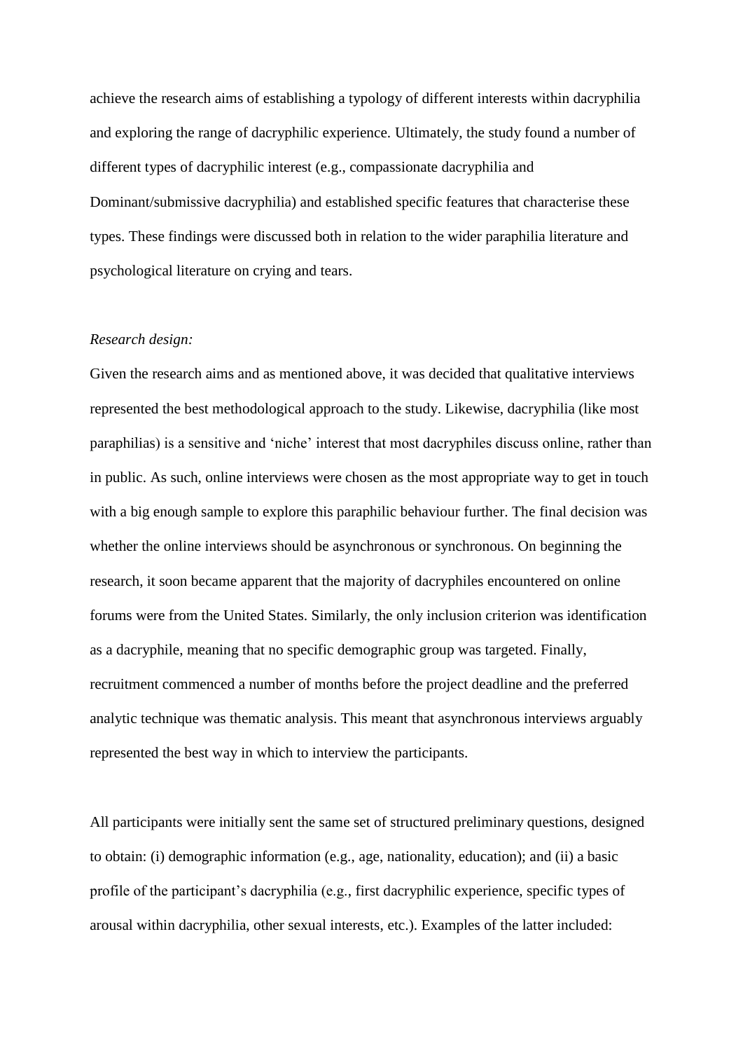achieve the research aims of establishing a typology of different interests within dacryphilia and exploring the range of dacryphilic experience. Ultimately, the study found a number of different types of dacryphilic interest (e.g., compassionate dacryphilia and Dominant/submissive dacryphilia) and established specific features that characterise these types. These findings were discussed both in relation to the wider paraphilia literature and psychological literature on crying and tears.

*Research design:*

Given the research aims and as mentioned above, it was decided that qualitative interviews represented the best methodological approach to the study. Likewise, dacryphilia (like most paraphilias) is a sensitive and 'niche' interest that most dacryphiles discuss online, rather than in public. As such, online interviews were chosen as the most appropriate way to get in touch with a big enough sample to explore this paraphilic behaviour further. The final decision was whether the online interviews should be asynchronous or synchronous. On beginning the research, it soon became apparent that the majority of dacryphiles encountered on online forums were from the United States. Similarly, the only inclusion criterion was identification as a dacryphile, meaning that no specific demographic group was targeted. Finally, recruitment commenced a number of months before the project deadline and the preferred analytic technique was thematic analysis. This meant that asynchronous interviews arguably represented the best way in which to interview the participants.

All participants were initially sent the same set of structured preliminary questions, designed to obtain: (i) demographic information (e.g., age, nationality, education); and (ii) a basic profile of the participant's dacryphilia (e.g., first dacryphilic experience, specific types of arousal within dacryphilia, other sexual interests, etc.). Examples of the latter included: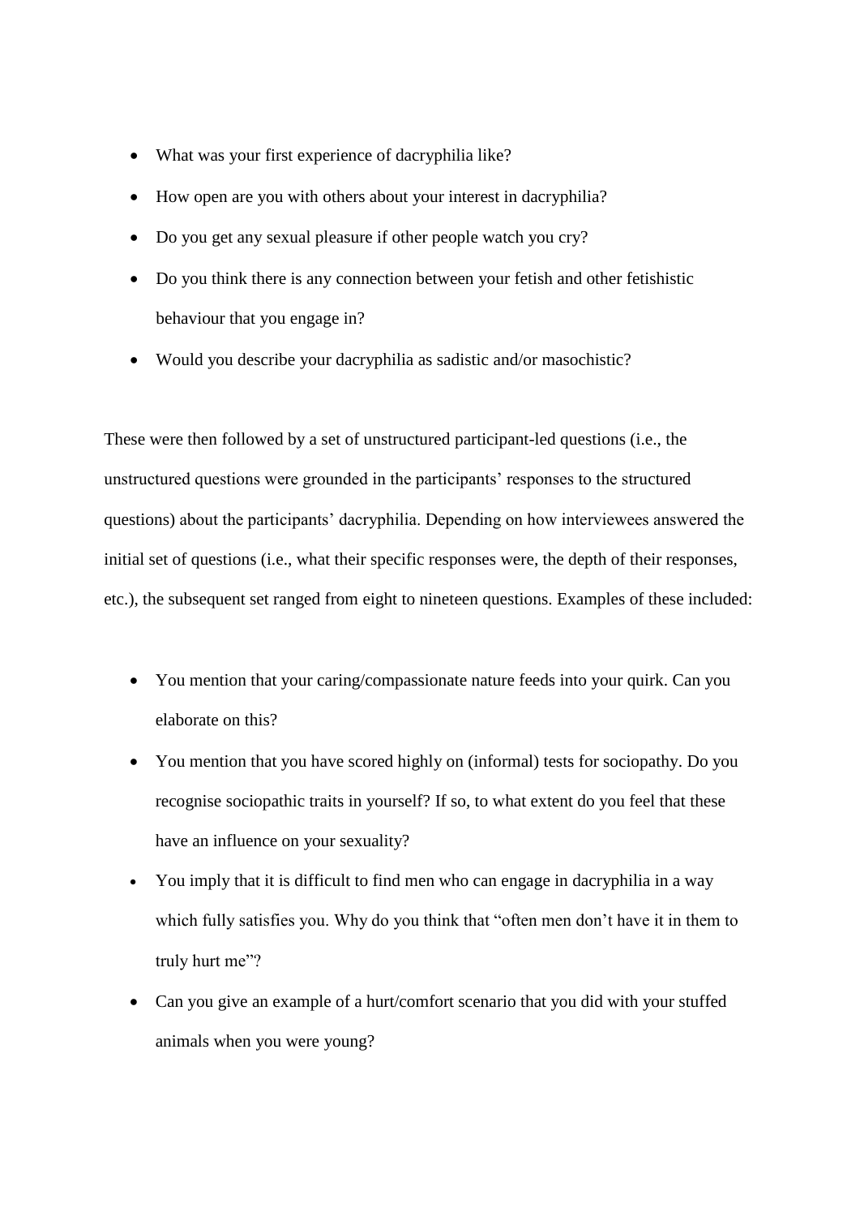- What was your first experience of dacryphilia like?
- How open are you with others about your interest in dacryphilia?
- Do you get any sexual pleasure if other people watch you cry?
- Do you think there is any connection between your fetish and other fetishistic behaviour that you engage in?
- Would you describe your dacryphilia as sadistic and/or masochistic?

These were then followed by a set of unstructured participant-led questions (i.e., the unstructured questions were grounded in the participants' responses to the structured questions) about the participants' dacryphilia. Depending on how interviewees answered the initial set of questions (i.e., what their specific responses were, the depth of their responses, etc.), the subsequent set ranged from eight to nineteen questions. Examples of these included:

- You mention that your caring/compassionate nature feeds into your quirk. Can you elaborate on this?
- You mention that you have scored highly on (informal) tests for sociopathy. Do you recognise sociopathic traits in yourself? If so, to what extent do you feel that these have an influence on your sexuality?
- You imply that it is difficult to find men who can engage in dacryphilia in a way which fully satisfies you. Why do you think that "often men don't have it in them to truly hurt me"?
- Can you give an example of a hurt/comfort scenario that you did with your stuffed animals when you were young?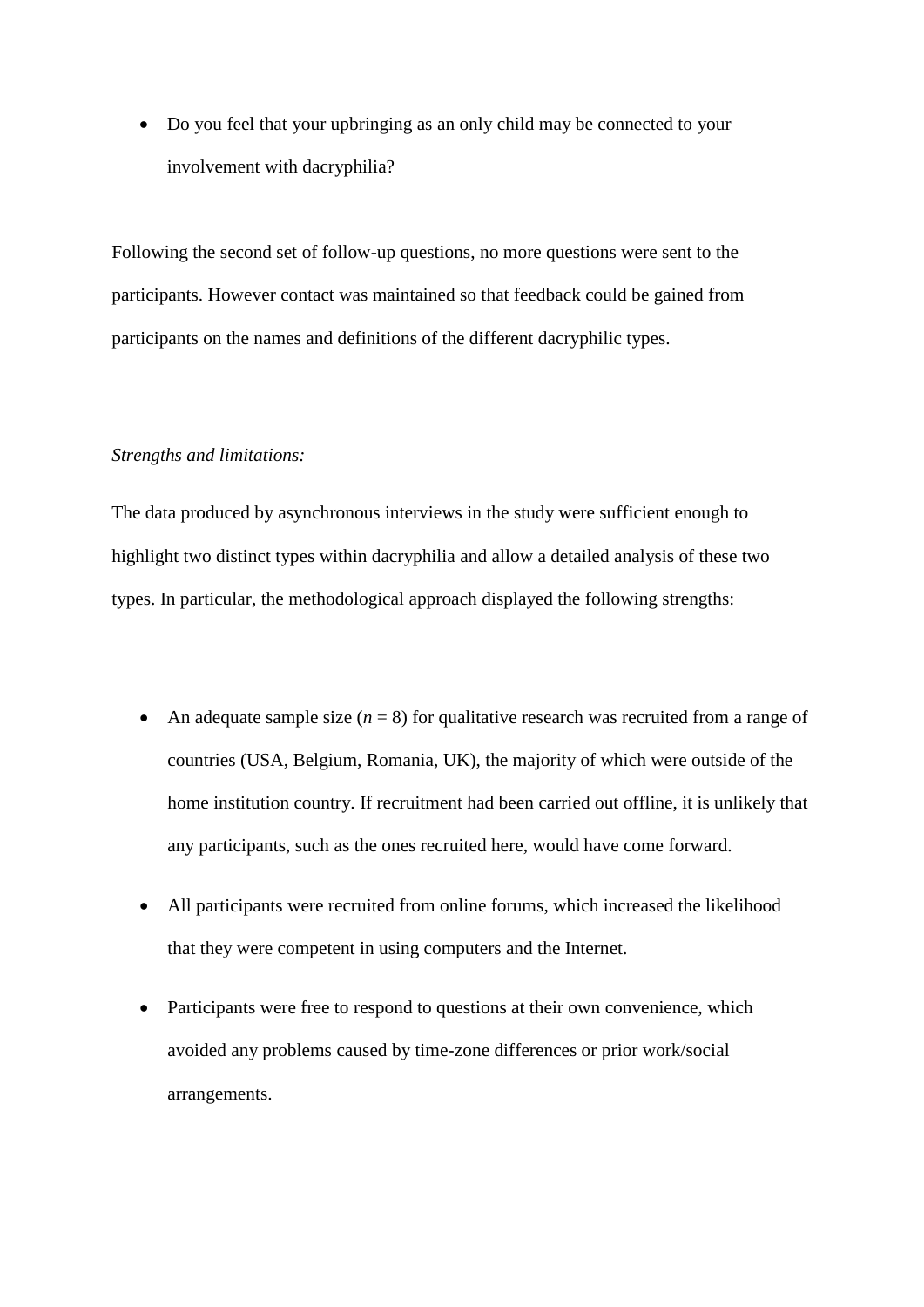- Do you feel that your upbringing as an only child may be connected to your involvement with dacryphilia?

Following the second set of follow-up questions, no more questions were sent to the participants. However contact was maintained so that feedback could be gained from participants on the names and definitions of the different dacryphilic types.

*Strengths and limitations:*

The data produced by asynchronous interviews in the study were sufficient enough to highlight two distinct types within dacryphilia and allow a detailed analysis of these two types. In particular, the methodological approach displayed the following strengths:

- An adequate sample size ($n$ = 8) for qualitative research was recruited from a range of countries (USA, Belgium, Romania, UK), the majority of which were outside of the home institution country. If recruitment had been carried out offline, it is unlikely that any participants, such as the ones recruited here, would have come forward.
- All participants were recruited from online forums, which increased the likelihood that they were competent in using computers and the Internet.
- Participants were free to respond to questions at their own convenience, which avoided any problems caused by time-zone differences or prior work/social arrangements.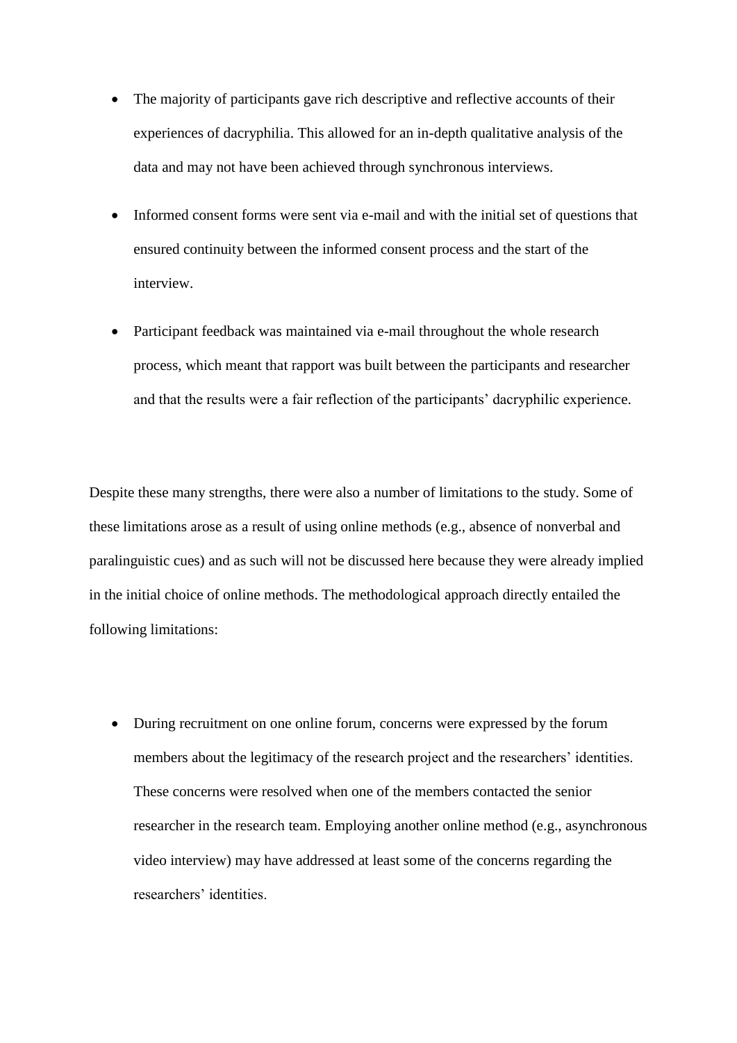- The majority of participants gave rich descriptive and reflective accounts of their experiences of dacryphilia. This allowed for an in-depth qualitative analysis of the data and may not have been achieved through synchronous interviews.

- Informed consent forms were sent via e-mail and with the initial set of questions that ensured continuity between the informed consent process and the start of the interview.

- Participant feedback was maintained via e-mail throughout the whole research process, which meant that rapport was built between the participants and researcher and that the results were a fair reflection of the participants' dacryphilic experience.

Despite these many strengths, there were also a number of limitations to the study. Some of these limitations arose as a result of using online methods (e.g., absence of nonverbal and paralinguistic cues) and as such will not be discussed here because they were already implied in the initial choice of online methods. The methodological approach directly entailed the following limitations:

- During recruitment on one online forum, concerns were expressed by the forum members about the legitimacy of the research project and the researchers' identities. These concerns were resolved when one of the members contacted the senior researcher in the research team. Employing another online method (e.g., asynchronous video interview) may have addressed at least some of the concerns regarding the researchers' identities.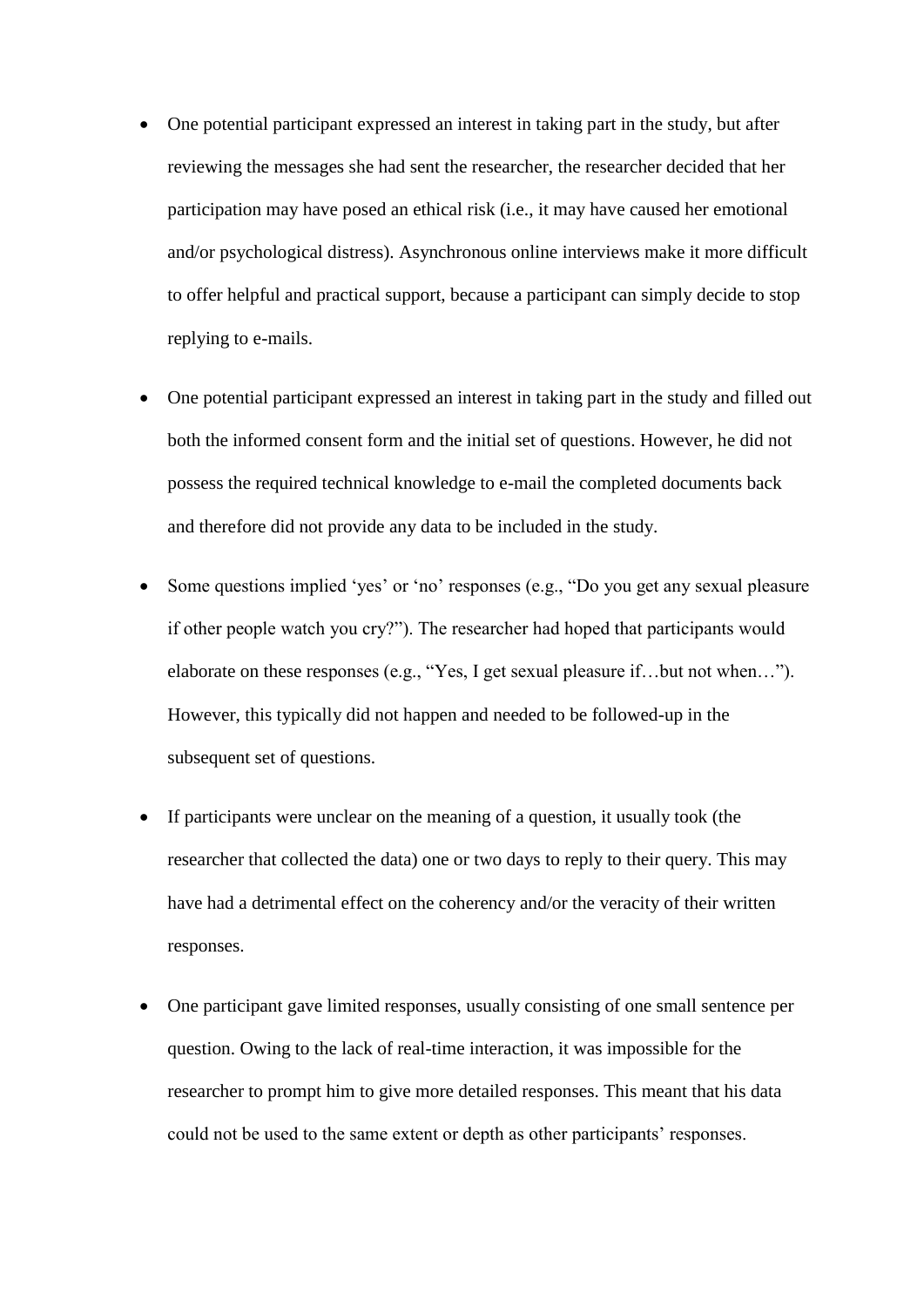- One potential participant expressed an interest in taking part in the study, but after reviewing the messages she had sent the researcher, the researcher decided that her participation may have posed an ethical risk (i.e., it may have caused her emotional and/or psychological distress). Asynchronous online interviews make it more difficult to offer helpful and practical support, because a participant can simply decide to stop replying to e-mails.

- One potential participant expressed an interest in taking part in the study and filled out both the informed consent form and the initial set of questions. However, he did not possess the required technical knowledge to e-mail the completed documents back and therefore did not provide any data to be included in the study.

- Some questions implied 'yes' or 'no' responses (e.g., "Do you get any sexual pleasure if other people watch you cry?"). The researcher had hoped that participants would elaborate on these responses (e.g., "Yes, I get sexual pleasure if…but not when…"). However, this typically did not happen and needed to be followed-up in the subsequent set of questions.

- If participants were unclear on the meaning of a question, it usually took (the researcher that collected the data) one or two days to reply to their query. This may have had a detrimental effect on the coherency and/or the veracity of their written responses.

- One participant gave limited responses, usually consisting of one small sentence per question. Owing to the lack of real-time interaction, it was impossible for the researcher to prompt him to give more detailed responses. This meant that his data could not be used to the same extent or depth as other participants' responses.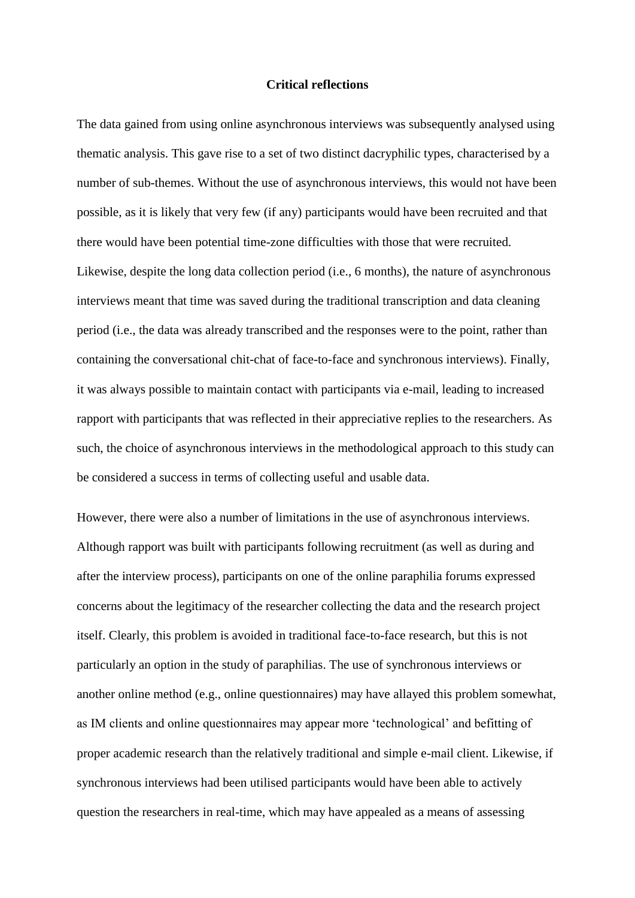## Critical reflections

The data gained from using online asynchronous interviews was subsequently analysed using thematic analysis. This gave rise to a set of two distinct dacryphilic types, characterised by a number of sub-themes. Without the use of asynchronous interviews, this would not have been possible, as it is likely that very few (if any) participants would have been recruited and that there would have been potential time-zone difficulties with those that were recruited. Likewise, despite the long data collection period (i.e., 6 months), the nature of asynchronous interviews meant that time was saved during the traditional transcription and data cleaning period (i.e., the data was already transcribed and the responses were to the point, rather than containing the conversational chit-chat of face-to-face and synchronous interviews). Finally, it was always possible to maintain contact with participants via e-mail, leading to increased rapport with participants that was reflected in their appreciative replies to the researchers. As such, the choice of asynchronous interviews in the methodological approach to this study can be considered a success in terms of collecting useful and usable data.

However, there were also a number of limitations in the use of asynchronous interviews. Although rapport was built with participants following recruitment (as well as during and after the interview process), participants on one of the online paraphilia forums expressed concerns about the legitimacy of the researcher collecting the data and the research project itself. Clearly, this problem is avoided in traditional face-to-face research, but this is not particularly an option in the study of paraphilias. The use of synchronous interviews or another online method (e.g., online questionnaires) may have allayed this problem somewhat, as IM clients and online questionnaires may appear more 'technological' and befitting of proper academic research than the relatively traditional and simple e-mail client. Likewise, if synchronous interviews had been utilised participants would have been able to actively question the researchers in real-time, which may have appealed as a means of assessing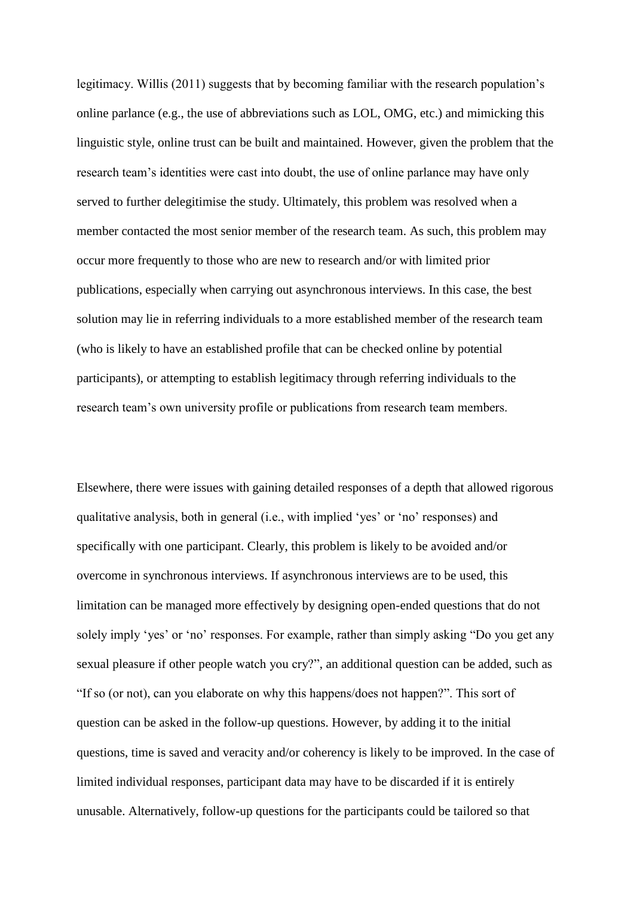legitimacy. Willis (2011) suggests that by becoming familiar with the research population's online parlance (e.g., the use of abbreviations such as LOL, OMG, etc.) and mimicking this linguistic style, online trust can be built and maintained. However, given the problem that the research team's identities were cast into doubt, the use of online parlance may have only served to further delegitimise the study. Ultimately, this problem was resolved when a member contacted the most senior member of the research team. As such, this problem may occur more frequently to those who are new to research and/or with limited prior publications, especially when carrying out asynchronous interviews. In this case, the best solution may lie in referring individuals to a more established member of the research team (who is likely to have an established profile that can be checked online by potential participants), or attempting to establish legitimacy through referring individuals to the research team's own university profile or publications from research team members.

Elsewhere, there were issues with gaining detailed responses of a depth that allowed rigorous qualitative analysis, both in general (i.e., with implied 'yes' or 'no' responses) and specifically with one participant. Clearly, this problem is likely to be avoided and/or overcome in synchronous interviews. If asynchronous interviews are to be used, this limitation can be managed more effectively by designing open-ended questions that do not solely imply 'yes' or 'no' responses. For example, rather than simply asking "Do you get any sexual pleasure if other people watch you cry?", an additional question can be added, such as "If so (or not), can you elaborate on why this happens/does not happen?". This sort of question can be asked in the follow-up questions. However, by adding it to the initial questions, time is saved and veracity and/or coherency is likely to be improved. In the case of limited individual responses, participant data may have to be discarded if it is entirely unusable. Alternatively, follow-up questions for the participants could be tailored so that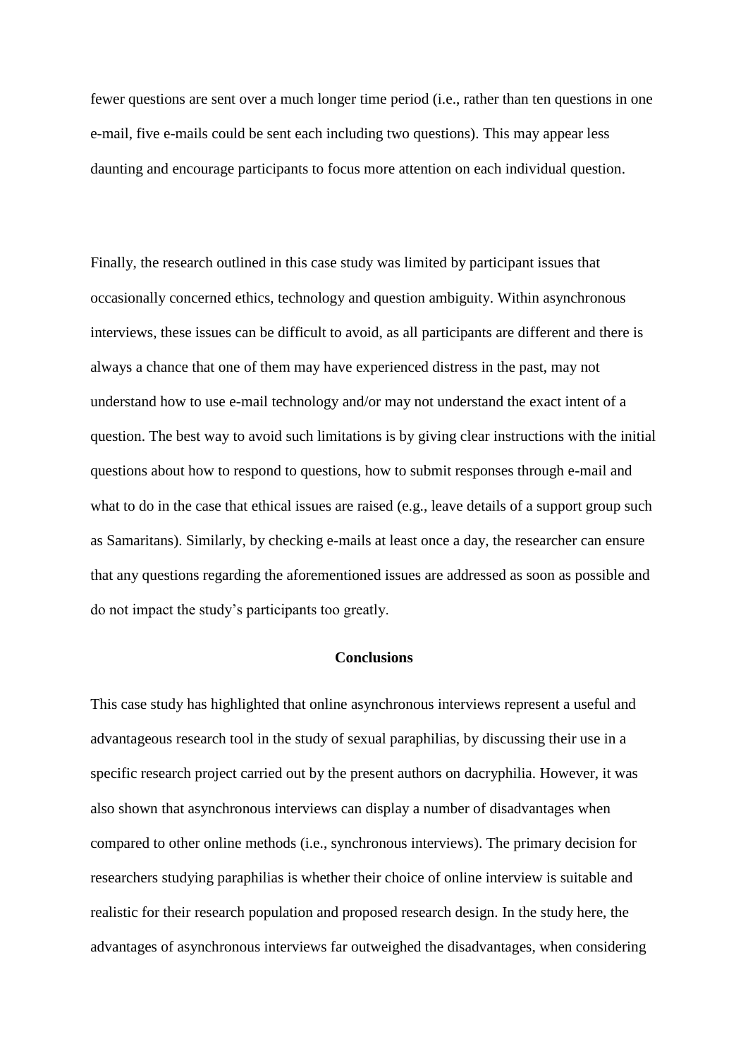fewer questions are sent over a much longer time period (i.e., rather than ten questions in one e-mail, five e-mails could be sent each including two questions). This may appear less daunting and encourage participants to focus more attention on each individual question.

Finally, the research outlined in this case study was limited by participant issues that occasionally concerned ethics, technology and question ambiguity. Within asynchronous interviews, these issues can be difficult to avoid, as all participants are different and there is always a chance that one of them may have experienced distress in the past, may not understand how to use e-mail technology and/or may not understand the exact intent of a question. The best way to avoid such limitations is by giving clear instructions with the initial questions about how to respond to questions, how to submit responses through e-mail and what to do in the case that ethical issues are raised (e.g., leave details of a support group such as Samaritans). Similarly, by checking e-mails at least once a day, the researcher can ensure that any questions regarding the aforementioned issues are addressed as soon as possible and do not impact the study's participants too greatly.

## Conclusions

This case study has highlighted that online asynchronous interviews represent a useful and advantageous research tool in the study of sexual paraphilias, by discussing their use in a specific research project carried out by the present authors on dacryphilia. However, it was also shown that asynchronous interviews can display a number of disadvantages when compared to other online methods (i.e., synchronous interviews). The primary decision for researchers studying paraphilias is whether their choice of online interview is suitable and realistic for their research population and proposed research design. In the study here, the advantages of asynchronous interviews far outweighed the disadvantages, when considering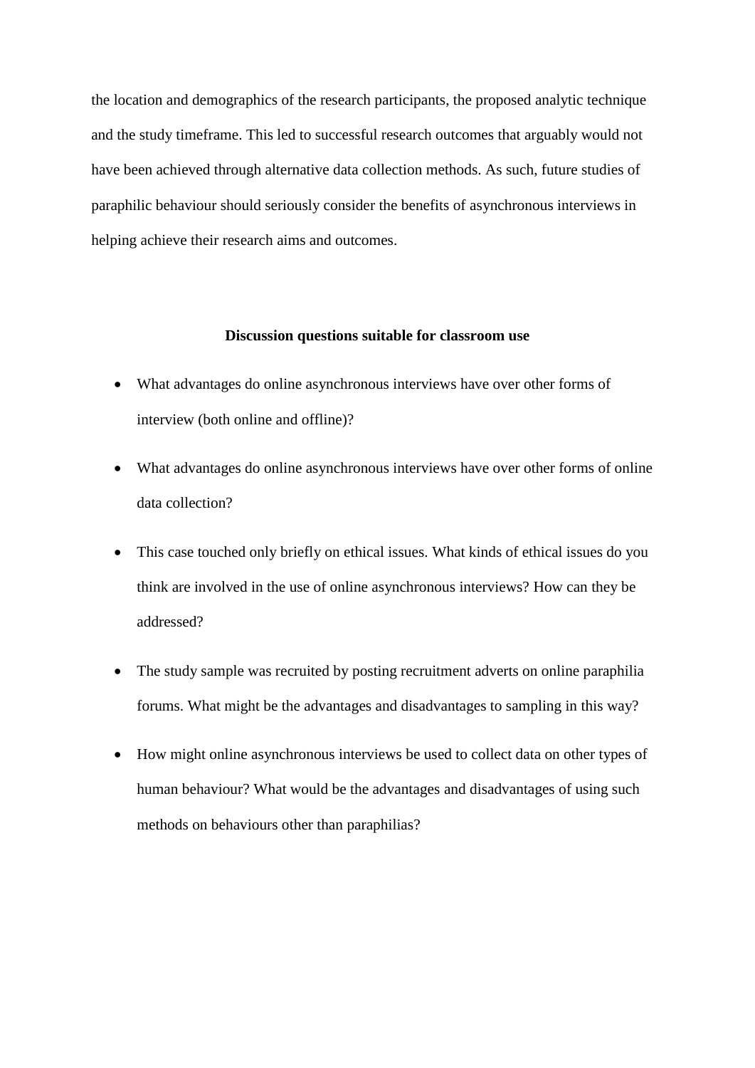the location and demographics of the research participants, the proposed analytic technique and the study timeframe. This led to successful research outcomes that arguably would not have been achieved through alternative data collection methods. As such, future studies of paraphilic behaviour should seriously consider the benefits of asynchronous interviews in helping achieve their research aims and outcomes.

## Discussion questions suitable for classroom use

- What advantages do online asynchronous interviews have over other forms of interview (both online and offline)?
- What advantages do online asynchronous interviews have over other forms of online data collection?
- This case touched only briefly on ethical issues. What kinds of ethical issues do you think are involved in the use of online asynchronous interviews? How can they be addressed?
- The study sample was recruited by posting recruitment adverts on online paraphilia forums. What might be the advantages and disadvantages to sampling in this way?
- How might online asynchronous interviews be used to collect data on other types of human behaviour? What would be the advantages and disadvantages of using such methods on behaviours other than paraphilias?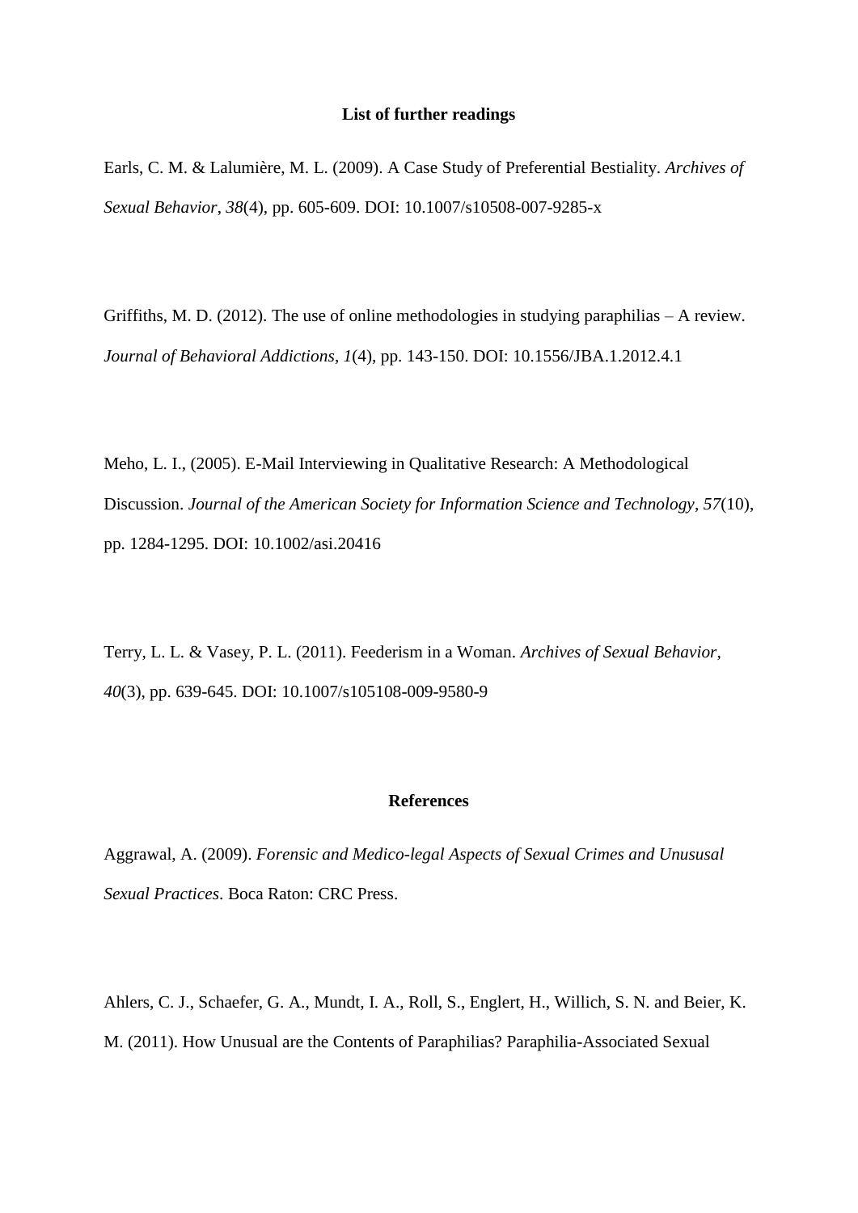## List of further readings

Earls, C. M. & Lalumière, M. L. (2009). A Case Study of Preferential Bestiality. *Archives of Sexual Behavior*, *38*(4), pp. 605-609. DOI: 10.1007/s10508-007-9285-x

Griffiths, M. D. (2012). The use of online methodologies in studying paraphilias – A review. *Journal of Behavioral Addictions*, *1*(4), pp. 143-150. DOI: 10.1556/JBA.1.2012.4.1

Meho, L. I., (2005). E-Mail Interviewing in Qualitative Research: A Methodological Discussion. *Journal of the American Society for Information Science and Technology*, *57*(10), pp. 1284-1295. DOI: 10.1002/asi.20416

Terry, L. L. & Vasey, P. L. (2011). Feederism in a Woman. *Archives of Sexual Behavior, 40*(3), pp. 639-645. DOI: 10.1007/s105108-009-9580-9

## References

Aggrawal, A. (2009). *Forensic and Medico-legal Aspects of Sexual Crimes and Unususal Sexual Practices*. Boca Raton: CRC Press.

Ahlers, C. J., Schaefer, G. A., Mundt, I. A., Roll, S., Englert, H., Willich, S. N. and Beier, K. M. (2011). How Unusual are the Contents of Paraphilias? Paraphilia-Associated Sexual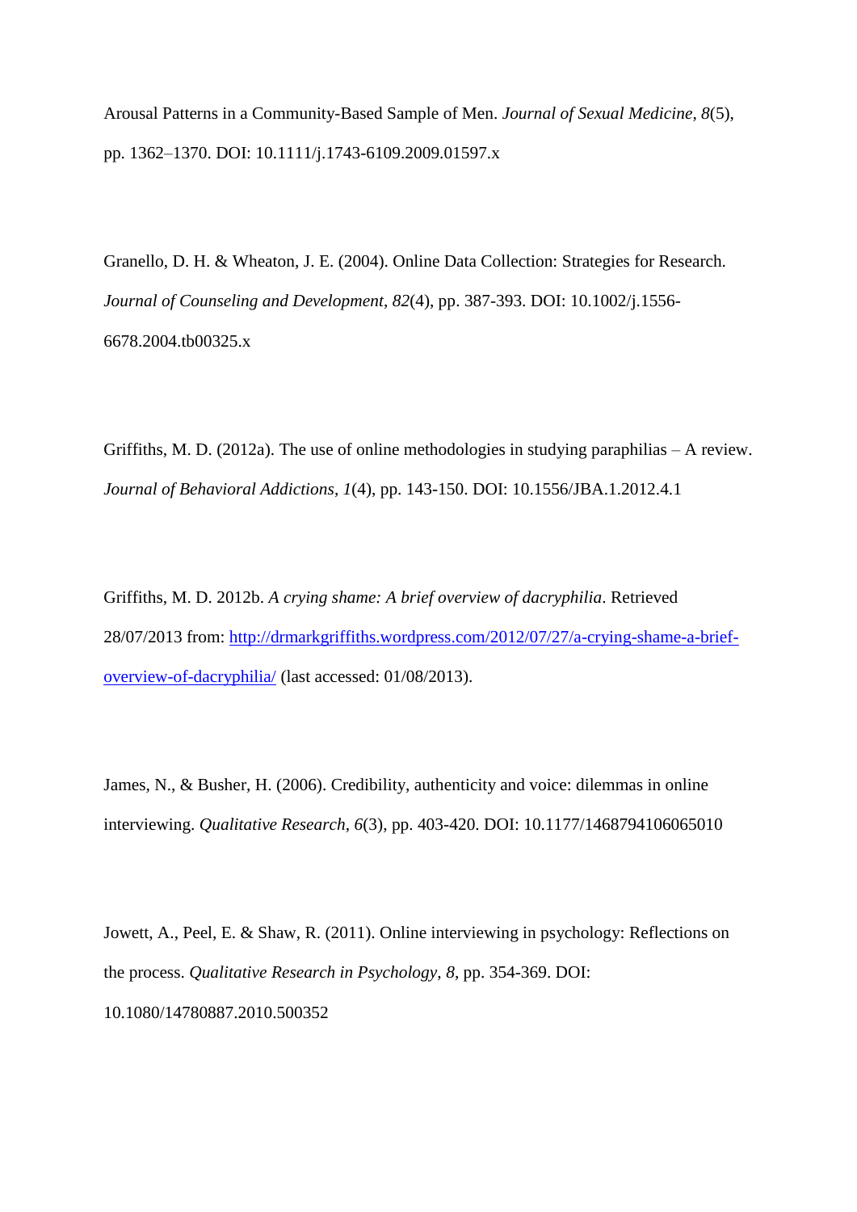Arousal Patterns in a Community-Based Sample of Men. *Journal of Sexual Medicine*, *8*(5), pp. 1362–1370. DOI: 10.1111/j.1743-6109.2009.01597.x

Granello, D. H. & Wheaton, J. E. (2004). Online Data Collection: Strategies for Research. *Journal of Counseling and Development, 82*(4), pp. 387-393. DOI: 10.1002/j.1556-6678.2004.tb00325.x

Griffiths, M. D. (2012a). The use of online methodologies in studying paraphilias – A review. *Journal of Behavioral Addictions*, *1*(4), pp. 143-150. DOI: 10.1556/JBA.1.2012.4.1

Griffiths, M. D. 2012b. *A crying shame: A brief overview of dacryphilia*. Retrieved 28/07/2013 from: http://drmarkgriffiths.wordpress.com/2012/07/27/a-crying-shame-a-brief-overview-of-dacryphilia/ (last accessed: 01/08/2013).

James, N., & Busher, H. (2006). Credibility, authenticity and voice: dilemmas in online interviewing. *Qualitative Research*, *6*(3), pp. 403-420. DOI: 10.1177/1468794106065010

Jowett, A., Peel, E. & Shaw, R. (2011). Online interviewing in psychology: Reflections on the process. *Qualitative Research in Psychology*, *8*, pp. 354-369. DOI: 10.1080/14780887.2010.500352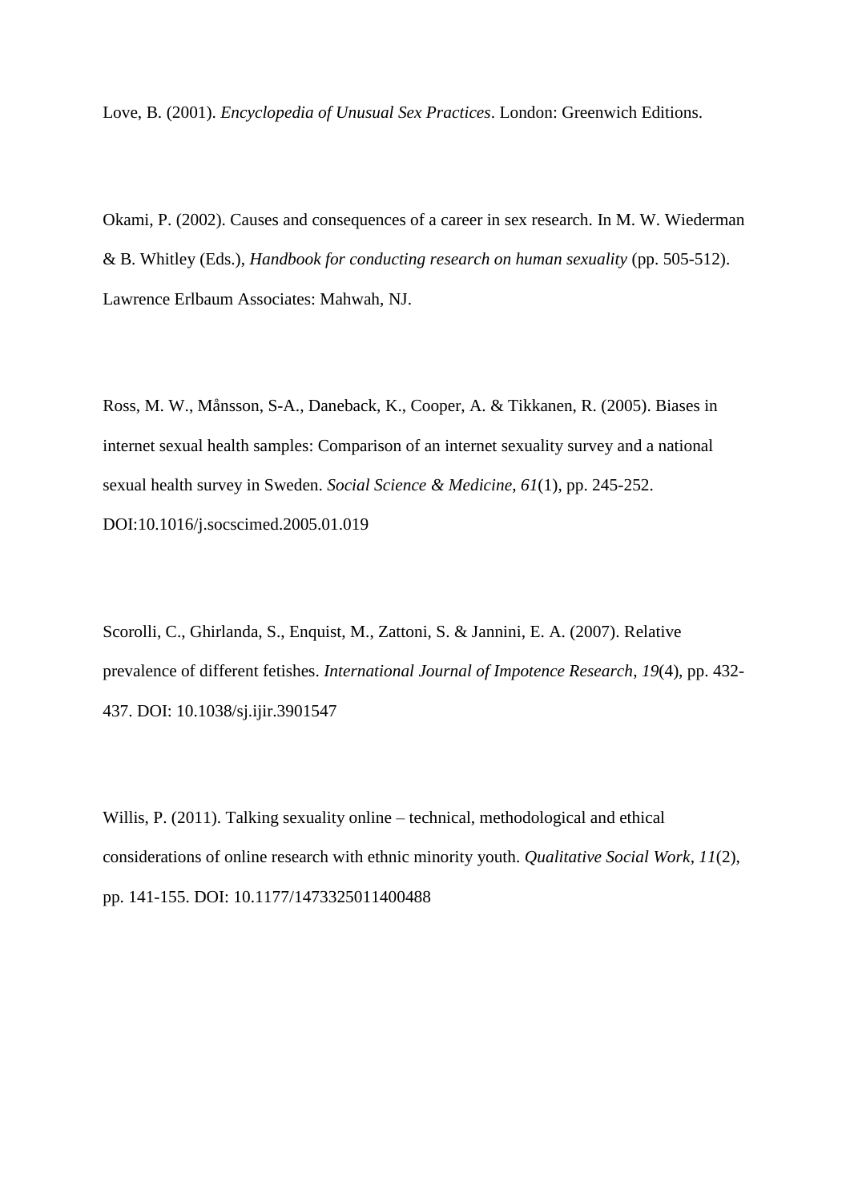Love, B. (2001). *Encyclopedia of Unusual Sex Practices*. London: Greenwich Editions.

Okami, P. (2002). Causes and consequences of a career in sex research. In M. W. Wiederman & B. Whitley (Eds.), *Handbook for conducting research on human sexuality* (pp. 505-512). Lawrence Erlbaum Associates: Mahwah, NJ.

Ross, M. W., Månsson, S-A., Daneback, K., Cooper, A. & Tikkanen, R. (2005). Biases in internet sexual health samples: Comparison of an internet sexuality survey and a national sexual health survey in Sweden. *Social Science & Medicine*, *61*(1), pp. 245-252. DOI:10.1016/j.socscimed.2005.01.019

Scorolli, C., Ghirlanda, S., Enquist, M., Zattoni, S. & Jannini, E. A. (2007). Relative prevalence of different fetishes. *International Journal of Impotence Research*, *19*(4), pp. 432-437. DOI: 10.1038/sj.ijir.3901547

Willis, P. (2011). Talking sexuality online – technical, methodological and ethical considerations of online research with ethnic minority youth. *Qualitative Social Work*, *11*(2), pp. 141-155. DOI: 10.1177/1473325011400488